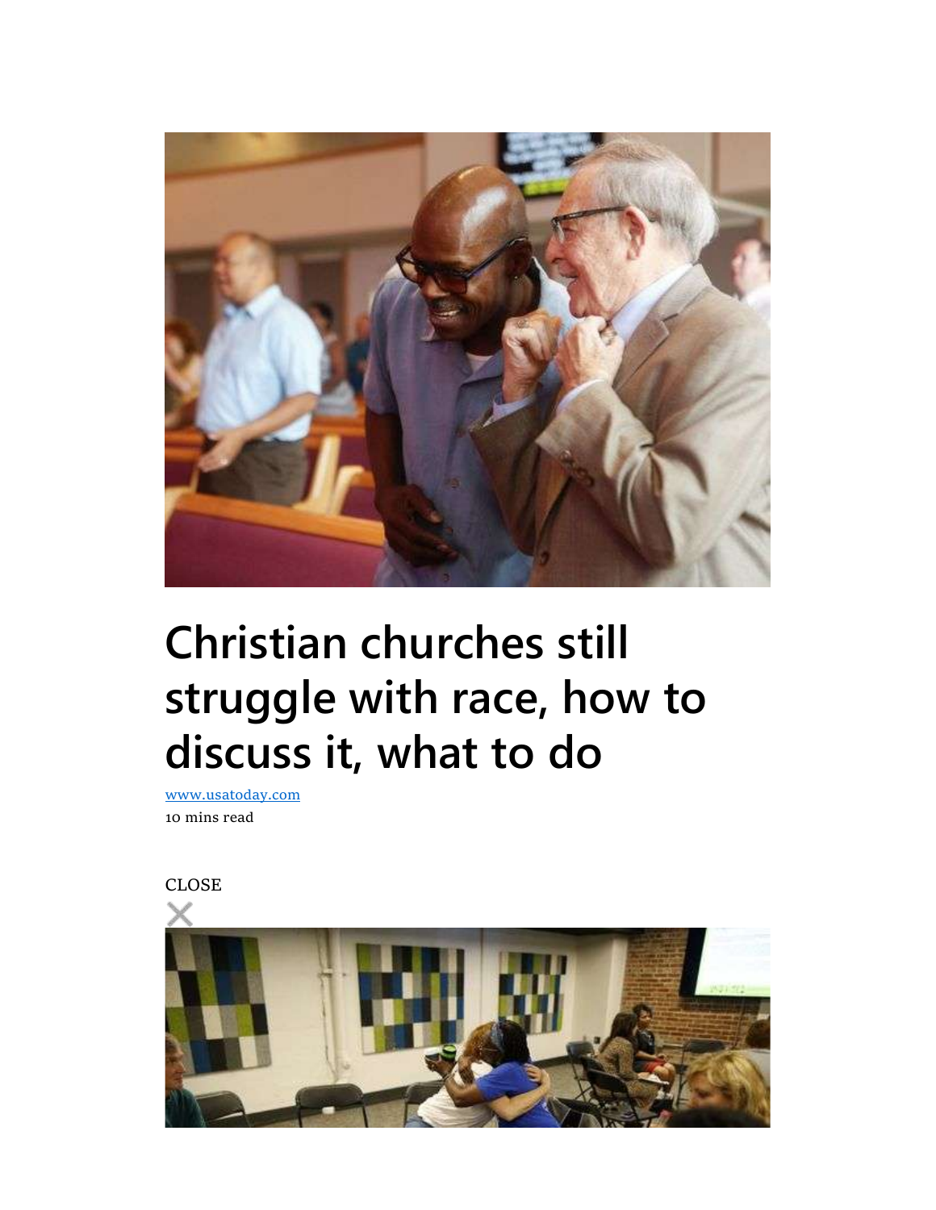# Christian churches still struggle with race, how to discuss it, what to do

[www.usatoday.com](http://www.usatoday.com)

10 mins read

CLOSE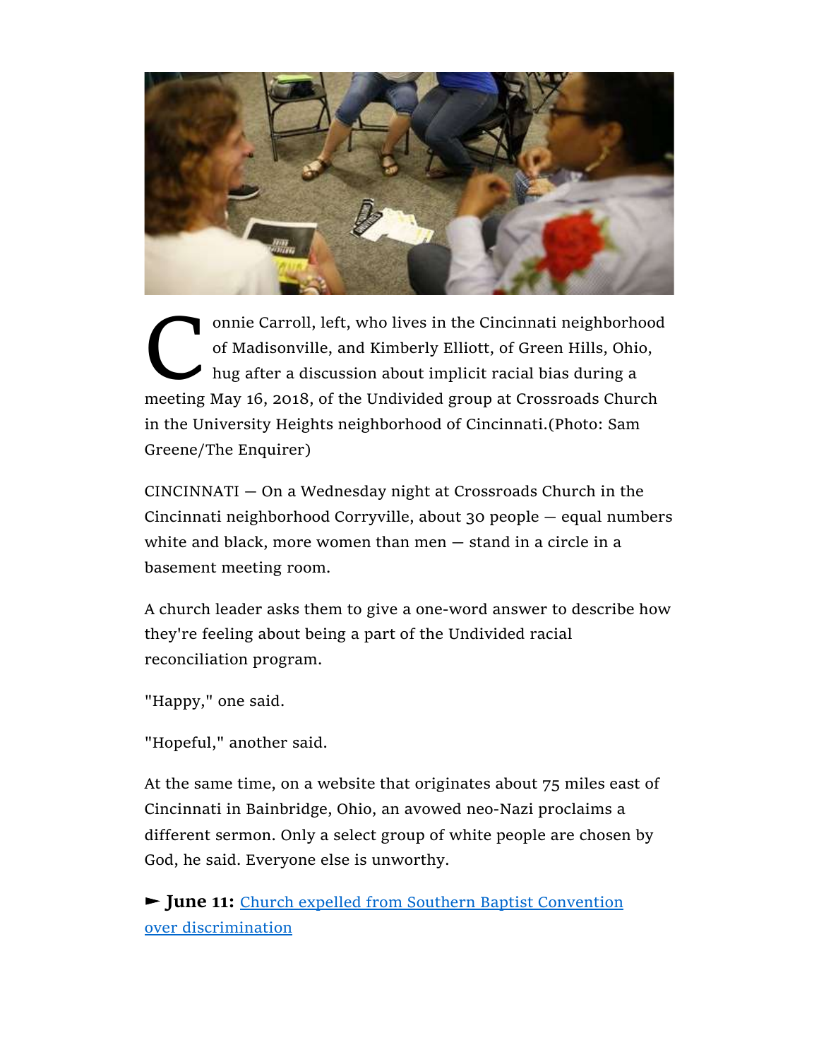Connie Carroll, left, who lives in the Cincinnati neighborhood of Madisonville, and Kimberly Elliott, of Green Hills, Ohio, hug after a discussion about implicit racial bias during a meeting May 16, 2018, of the Undivided group at Crossroads Church in the University Heights neighborhood of Cincinnati.(Photo: Sam Greene/The Enquirer)

CINCINNATI — On a Wednesday night at Crossroads Church in the Cincinnati neighborhood Corryville, about 30 people — equal numbers white and black, more women than men — stand in a circle in a basement meeting room.

A church leader asks them to give a one-word answer to describe how they're feeling about being a part of the Undivided racial reconciliation program.

"Happy," one said.

"Hopeful," another said.

At the same time, on a website that originates about 75 miles east of Cincinnati in Bainbridge, Ohio, an avowed neo-Nazi proclaims a different sermon. Only a select group of white people are chosen by God, he said. Everyone else is unworthy.

► **June 11:** Church expelled from Southern Baptist Convention over discrimination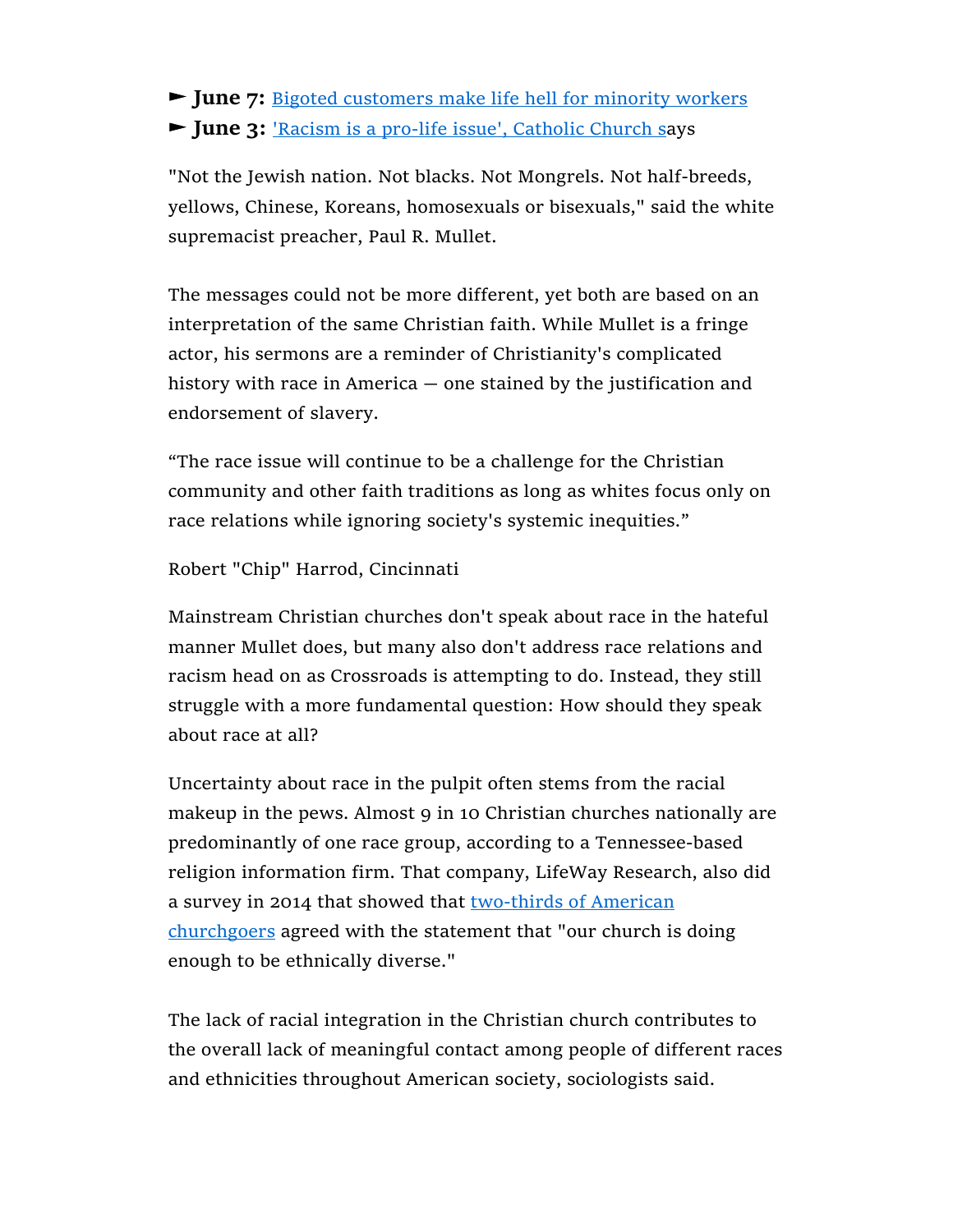► **June 7:** Bigoted customers make life hell for minority workers
► **June 3:** 'Racism is a pro-life issue', Catholic Church says

"Not the Jewish nation. Not blacks. Not Mongrels. Not half-breeds, yellows, Chinese, Koreans, homosexuals or bisexuals," said the white supremacist preacher, Paul R. Mullet.

The messages could not be more different, yet both are based on an interpretation of the same Christian faith. While Mullet is a fringe actor, his sermons are a reminder of Christianity's complicated history with race in America — one stained by the justification and endorsement of slavery.

"The race issue will continue to be a challenge for the Christian community and other faith traditions as long as whites focus only on race relations while ignoring society's systemic inequities."

Robert "Chip" Harrod, Cincinnati

Mainstream Christian churches don't speak about race in the hateful manner Mullet does, but many also don't address race relations and racism head on as Crossroads is attempting to do. Instead, they still struggle with a more fundamental question: How should they speak about race at all?

Uncertainty about race in the pulpit often stems from the racial makeup in the pews. Almost 9 in 10 Christian churches nationally are predominantly of one race group, according to a Tennessee-based religion information firm. That company, LifeWay Research, also did a survey in 2014 that showed that two-thirds of American churchgoers agreed with the statement that "our church is doing enough to be ethnically diverse."

The lack of racial integration in the Christian church contributes to the overall lack of meaningful contact among people of different races and ethnicities throughout American society, sociologists said.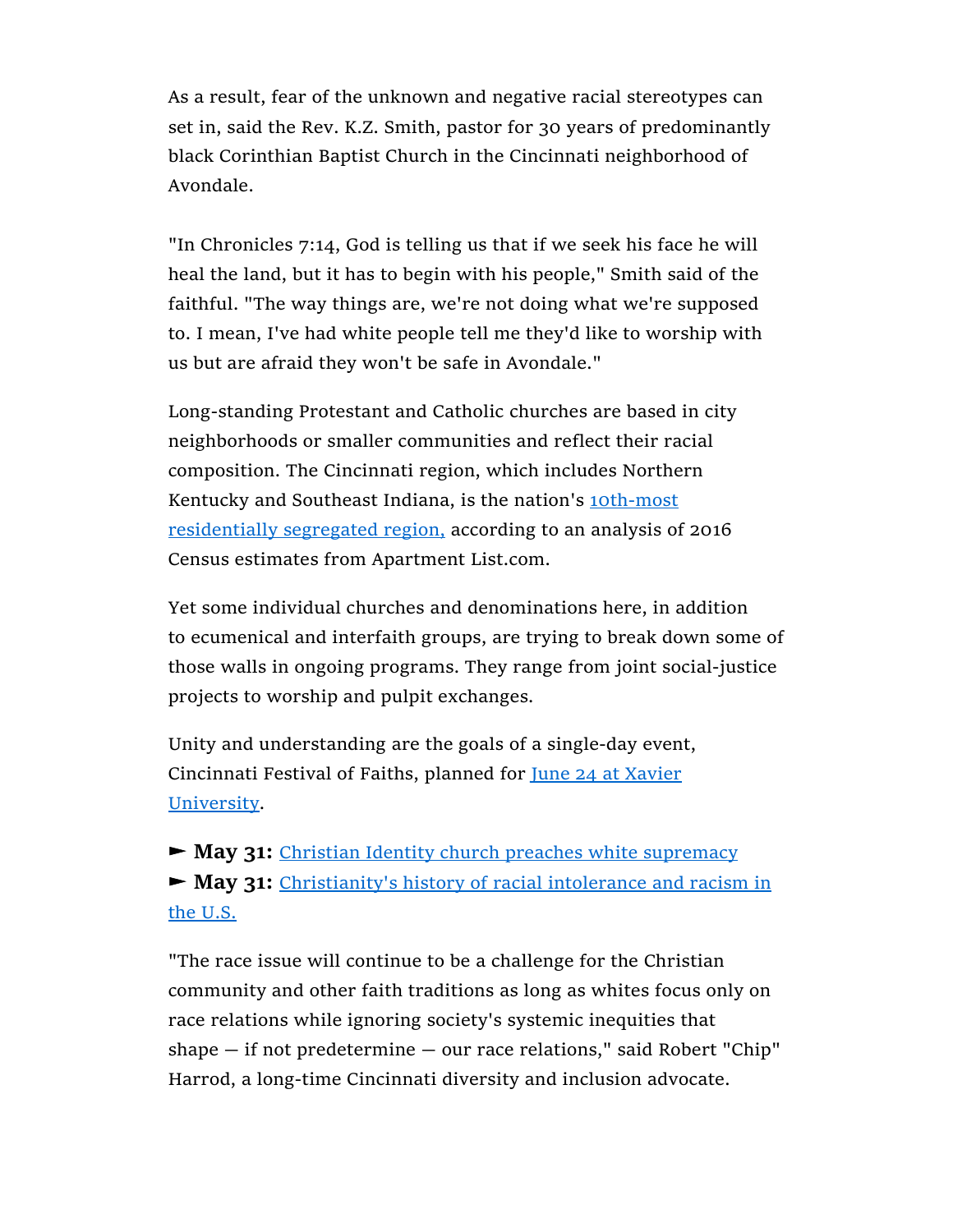As a result, fear of the unknown and negative racial stereotypes can set in, said the Rev. K.Z. Smith, pastor for 30 years of predominantly black Corinthian Baptist Church in the Cincinnati neighborhood of Avondale.

"In Chronicles 7:14, God is telling us that if we seek his face he will heal the land, but it has to begin with his people," Smith said of the faithful. "The way things are, we're not doing what we're supposed to. I mean, I've had white people tell me they'd like to worship with us but are afraid they won't be safe in Avondale."

Long-standing Protestant and Catholic churches are based in city neighborhoods or smaller communities and reflect their racial composition. The Cincinnati region, which includes Northern Kentucky and Southeast Indiana, is the nation's 10th-most residentially segregated region, according to an analysis of 2016 Census estimates from Apartment List.com.

Yet some individual churches and denominations here, in addition to ecumenical and interfaith groups, are trying to break down some of those walls in ongoing programs. They range from joint social-justice projects to worship and pulpit exchanges.

Unity and understanding are the goals of a single-day event, Cincinnati Festival of Faiths, planned for June 24 at Xavier University.

► **May 31:** Christian Identity church preaches white supremacy
► **May 31:** Christianity's history of racial intolerance and racism in the U.S.

"The race issue will continue to be a challenge for the Christian community and other faith traditions as long as whites focus only on race relations while ignoring society's systemic inequities that shape — if not predetermine — our race relations," said Robert "Chip" Harrod, a long-time Cincinnati diversity and inclusion advocate.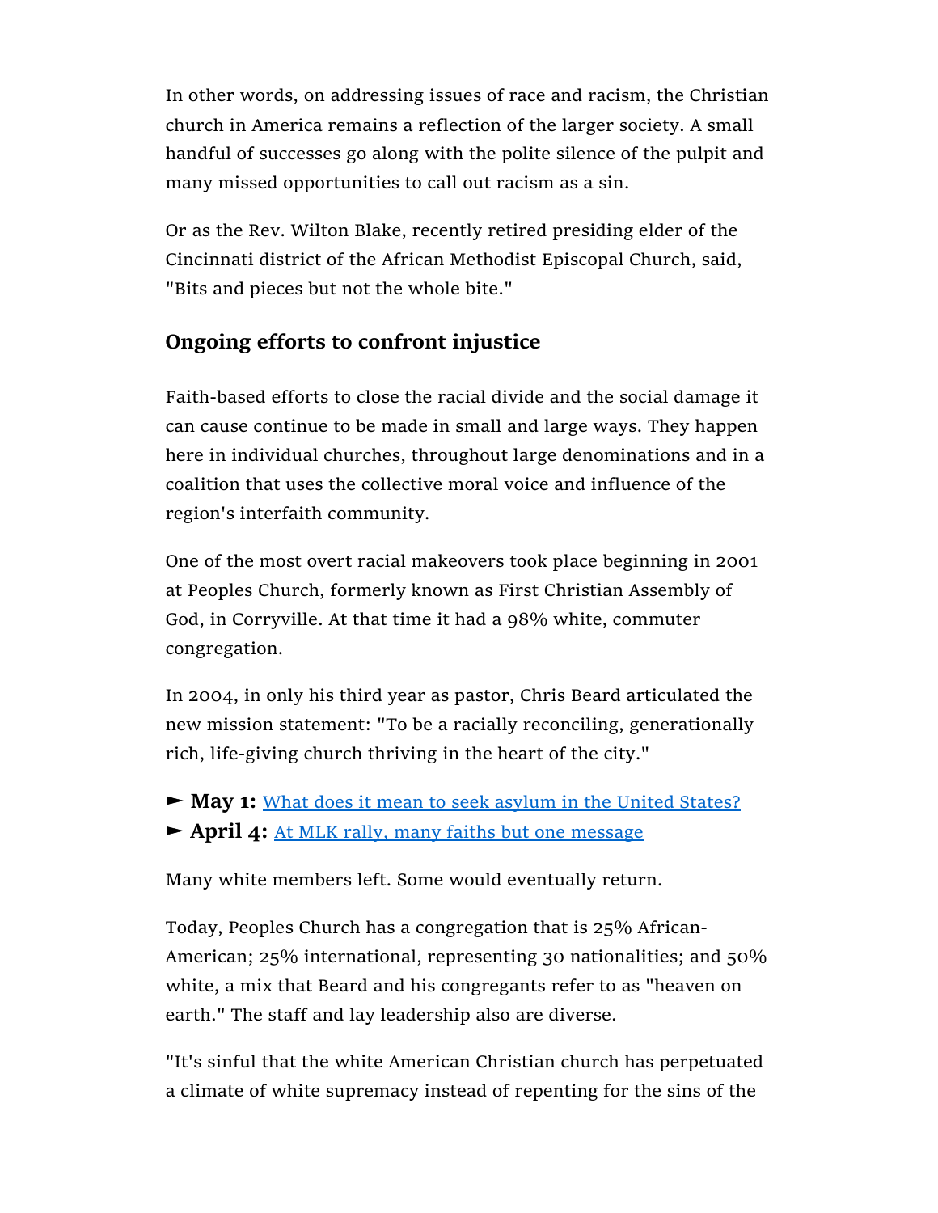In other words, on addressing issues of race and racism, the Christian church in America remains a reflection of the larger society. A small handful of successes go along with the polite silence of the pulpit and many missed opportunities to call out racism as a sin.

Or as the Rev. Wilton Blake, recently retired presiding elder of the Cincinnati district of the African Methodist Episcopal Church, said, "Bits and pieces but not the whole bite."

### Ongoing efforts to confront injustice

Faith-based efforts to close the racial divide and the social damage it can cause continue to be made in small and large ways. They happen here in individual churches, throughout large denominations and in a coalition that uses the collective moral voice and influence of the region's interfaith community.

One of the most overt racial makeovers took place beginning in 2001 at Peoples Church, formerly known as First Christian Assembly of God, in Corryville. At that time it had a 98% white, commuter congregation.

In 2004, in only his third year as pastor, Chris Beard articulated the new mission statement: "To be a racially reconciling, generationally rich, life-giving church thriving in the heart of the city."

► **May 1:** What does it mean to seek asylum in the United States?
► **April 4:** At MLK rally, many faiths but one message

Many white members left. Some would eventually return.

Today, Peoples Church has a congregation that is 25% African-American; 25% international, representing 30 nationalities; and 50% white, a mix that Beard and his congregants refer to as "heaven on earth." The staff and lay leadership also are diverse.

"It's sinful that the white American Christian church has perpetuated a climate of white supremacy instead of repenting for the sins of the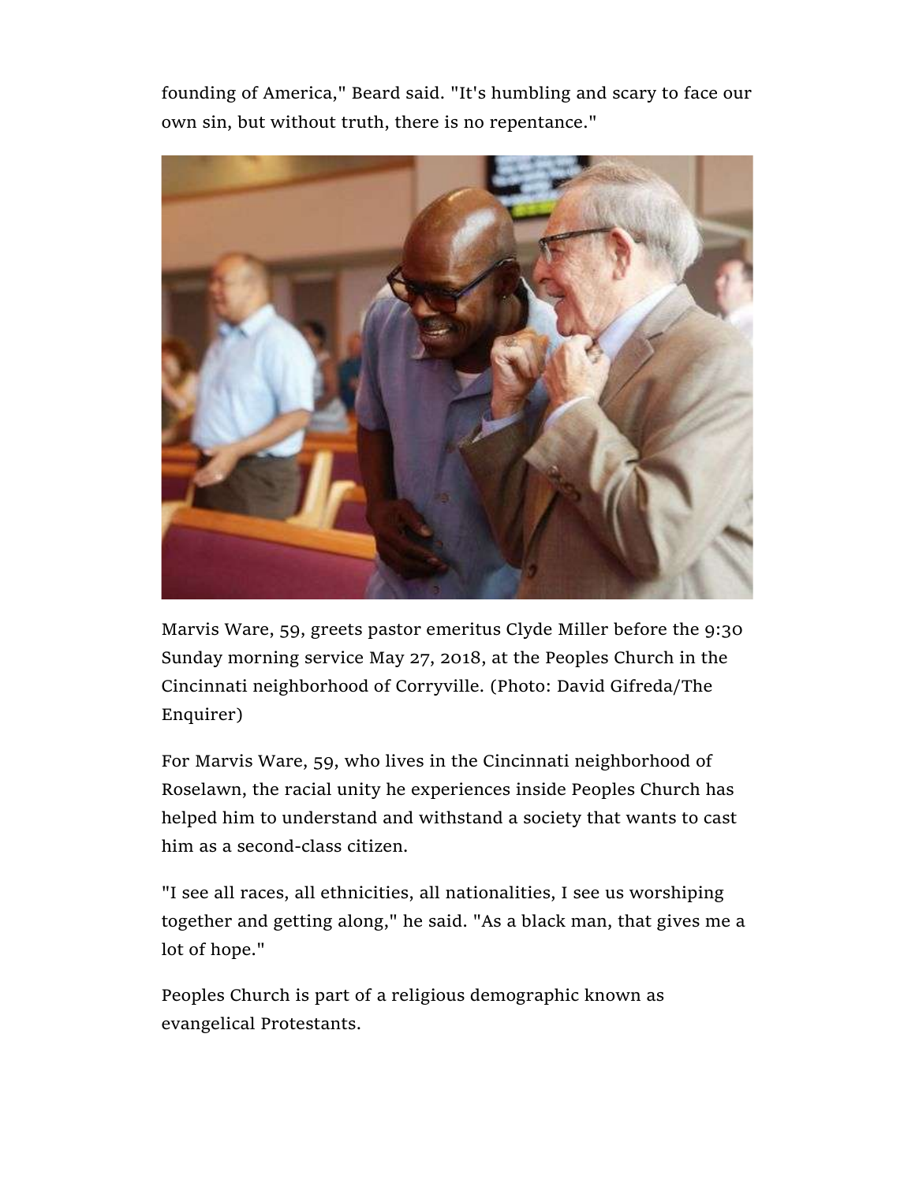founding of America," Beard said. "It's humbling and scary to face our own sin, but without truth, there is no repentance."

Marvis Ware, 59, greets pastor emeritus Clyde Miller before the 9:30 Sunday morning service May 27, 2018, at the Peoples Church in the Cincinnati neighborhood of Corryville. (Photo: David Gifreda/The Enquirer)

For Marvis Ware, 59, who lives in the Cincinnati neighborhood of Roselawn, the racial unity he experiences inside Peoples Church has helped him to understand and withstand a society that wants to cast him as a second-class citizen.

"I see all races, all ethnicities, all nationalities, I see us worshiping together and getting along," he said. "As a black man, that gives me a lot of hope."

Peoples Church is part of a religious demographic known as evangelical Protestants.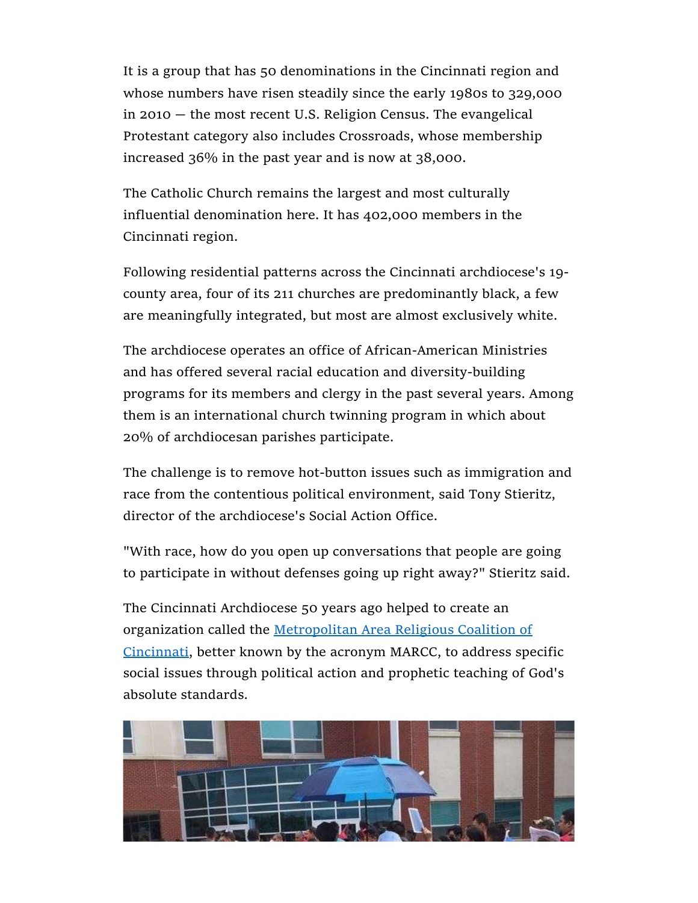It is a group that has 50 denominations in the Cincinnati region and whose numbers have risen steadily since the early 1980s to 329,000 in 2010 — the most recent U.S. Religion Census. The evangelical Protestant category also includes Crossroads, whose membership increased 36% in the past year and is now at 38,000.

The Catholic Church remains the largest and most culturally influential denomination here. It has 402,000 members in the Cincinnati region.

Following residential patterns across the Cincinnati archdiocese's 19-county area, four of its 211 churches are predominantly black, a few are meaningfully integrated, but most are almost exclusively white.

The archdiocese operates an office of African-American Ministries and has offered several racial education and diversity-building programs for its members and clergy in the past several years. Among them is an international church twinning program in which about 20% of archdiocesan parishes participate.

The challenge is to remove hot-button issues such as immigration and race from the contentious political environment, said Tony Stieritz, director of the archdiocese's Social Action Office.

"With race, how do you open up conversations that people are going to participate in without defenses going up right away?" Stieritz said.

The Cincinnati Archdiocese 50 years ago helped to create an organization called the [Metropolitan Area Religious Coalition of Cincinnati](), better known by the acronym MARCC, to address specific social issues through political action and prophetic teaching of God's absolute standards.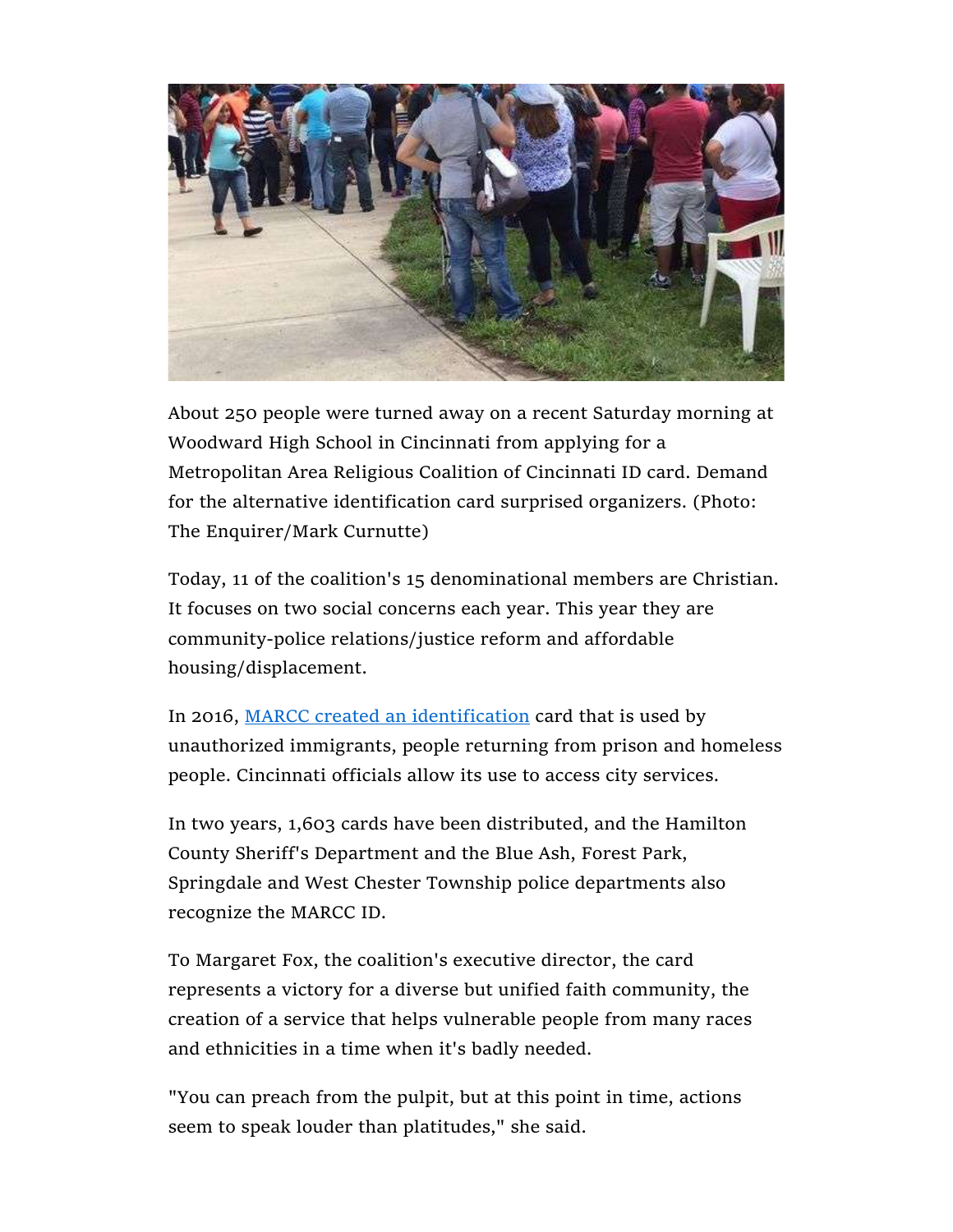About 250 people were turned away on a recent Saturday morning at Woodward High School in Cincinnati from applying for a Metropolitan Area Religious Coalition of Cincinnati ID card. Demand for the alternative identification card surprised organizers. (Photo: The Enquirer/Mark Curnutte)

Today, 11 of the coalition's 15 denominational members are Christian. It focuses on two social concerns each year. This year they are community-police relations/justice reform and affordable housing/displacement.

In 2016, MARCC created an identification card that is used by unauthorized immigrants, people returning from prison and homeless people. Cincinnati officials allow its use to access city services.

In two years, 1,603 cards have been distributed, and the Hamilton County Sheriff's Department and the Blue Ash, Forest Park, Springdale and West Chester Township police departments also recognize the MARCC ID.

To Margaret Fox, the coalition's executive director, the card represents a victory for a diverse but unified faith community, the creation of a service that helps vulnerable people from many races and ethnicities in a time when it's badly needed.

"You can preach from the pulpit, but at this point in time, actions seem to speak louder than platitudes," she said.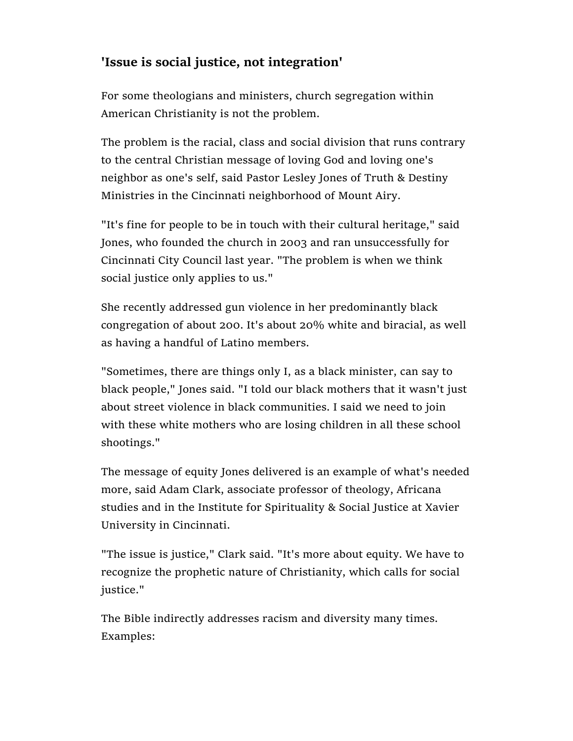## 'Issue is social justice, not integration'

For some theologians and ministers, church segregation within American Christianity is not the problem.

The problem is the racial, class and social division that runs contrary to the central Christian message of loving God and loving one's neighbor as one's self, said Pastor Lesley Jones of Truth & Destiny Ministries in the Cincinnati neighborhood of Mount Airy.

"It's fine for people to be in touch with their cultural heritage," said Jones, who founded the church in 2003 and ran unsuccessfully for Cincinnati City Council last year. "The problem is when we think social justice only applies to us."

She recently addressed gun violence in her predominantly black congregation of about 200. It's about 20% white and biracial, as well as having a handful of Latino members.

"Sometimes, there are things only I, as a black minister, can say to black people," Jones said. "I told our black mothers that it wasn't just about street violence in black communities. I said we need to join with these white mothers who are losing children in all these school shootings."

The message of equity Jones delivered is an example of what's needed more, said Adam Clark, associate professor of theology, Africana studies and in the Institute for Spirituality & Social Justice at Xavier University in Cincinnati.

"The issue is justice," Clark said. "It's more about equity. We have to recognize the prophetic nature of Christianity, which calls for social justice."

The Bible indirectly addresses racism and diversity many times. Examples: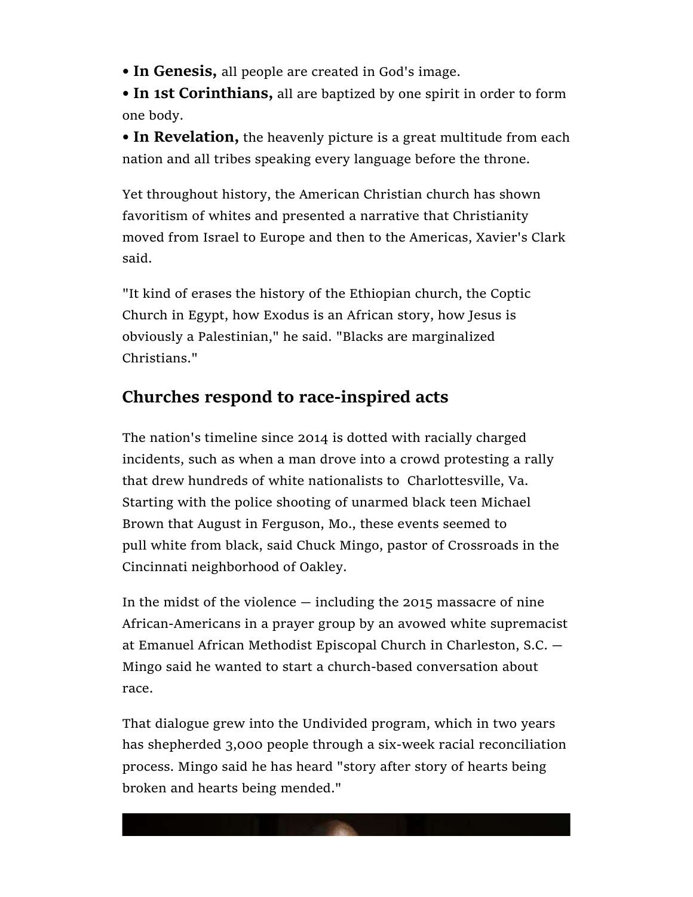- **In Genesis,** all people are created in God's image.
- **In 1st Corinthians,** all are baptized by one spirit in order to form one body.
- **In Revelation,** the heavenly picture is a great multitude from each nation and all tribes speaking every language before the throne.

Yet throughout history, the American Christian church has shown favoritism of whites and presented a narrative that Christianity moved from Israel to Europe and then to the Americas, Xavier's Clark said.

"It kind of erases the history of the Ethiopian church, the Coptic Church in Egypt, how Exodus is an African story, how Jesus is obviously a Palestinian," he said. "Blacks are marginalized Christians."

## Churches respond to race-inspired acts

The nation's timeline since 2014 is dotted with racially charged incidents, such as when a man drove into a crowd protesting a rally that drew hundreds of white nationalists to Charlottesville, Va. Starting with the police shooting of unarmed black teen Michael Brown that August in Ferguson, Mo., these events seemed to pull white from black, said Chuck Mingo, pastor of Crossroads in the Cincinnati neighborhood of Oakley.

In the midst of the violence — including the 2015 massacre of nine African-Americans in a prayer group by an avowed white supremacist at Emanuel African Methodist Episcopal Church in Charleston, S.C. — Mingo said he wanted to start a church-based conversation about race.

That dialogue grew into the Undivided program, which in two years has shepherded 3,000 people through a six-week racial reconciliation process. Mingo said he has heard "story after story of hearts being broken and hearts being mended."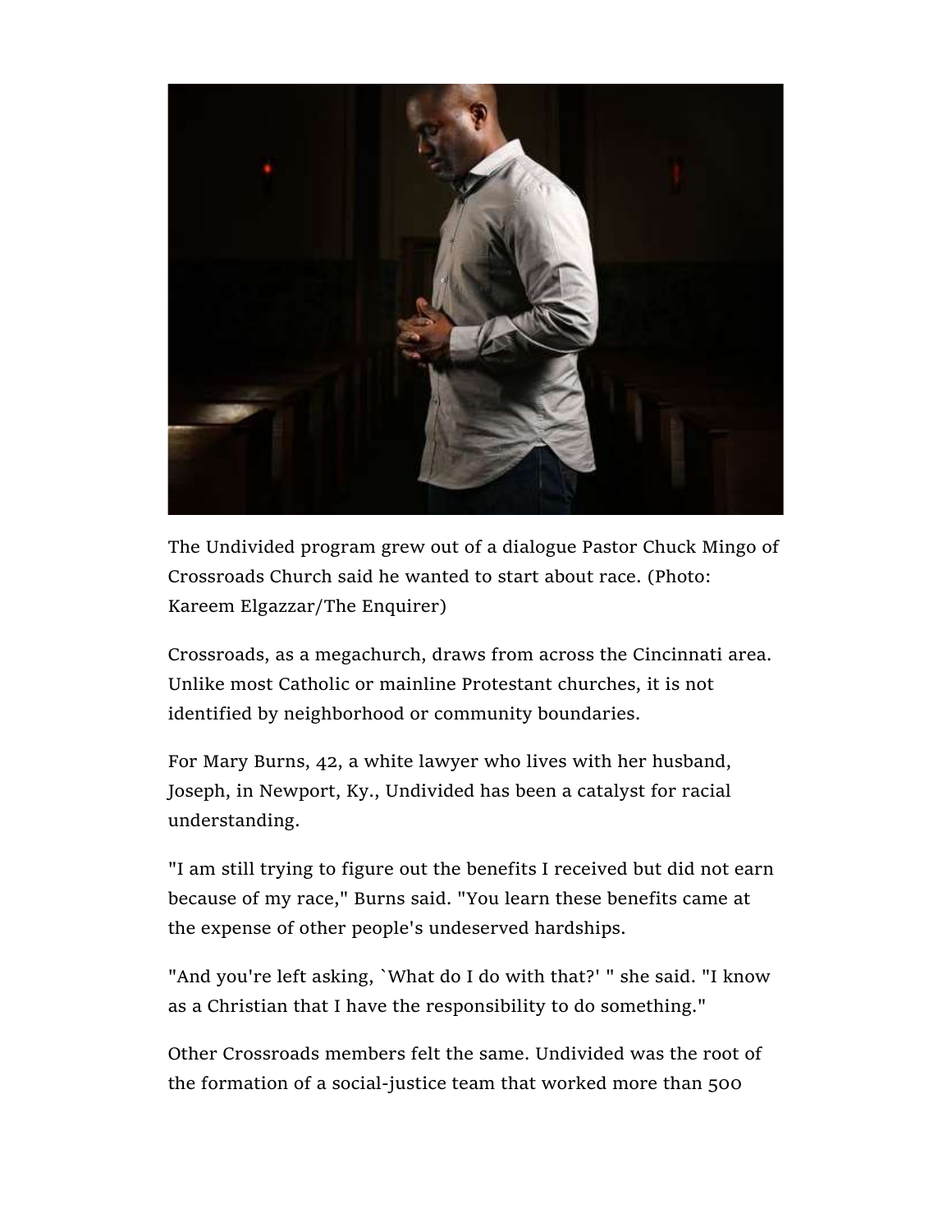The Undivided program grew out of a dialogue Pastor Chuck Mingo of Crossroads Church said he wanted to start about race. (Photo: Kareem Elgazzar/The Enquirer)

Crossroads, as a megachurch, draws from across the Cincinnati area. Unlike most Catholic or mainline Protestant churches, it is not identified by neighborhood or community boundaries.

For Mary Burns, 42, a white lawyer who lives with her husband, Joseph, in Newport, Ky., Undivided has been a catalyst for racial understanding.

"I am still trying to figure out the benefits I received but did not earn because of my race," Burns said. "You learn these benefits came at the expense of other people's undeserved hardships.

"And you're left asking, `What do I do with that?' " she said. "I know as a Christian that I have the responsibility to do something."

Other Crossroads members felt the same. Undivided was the root of the formation of a social-justice team that worked more than 500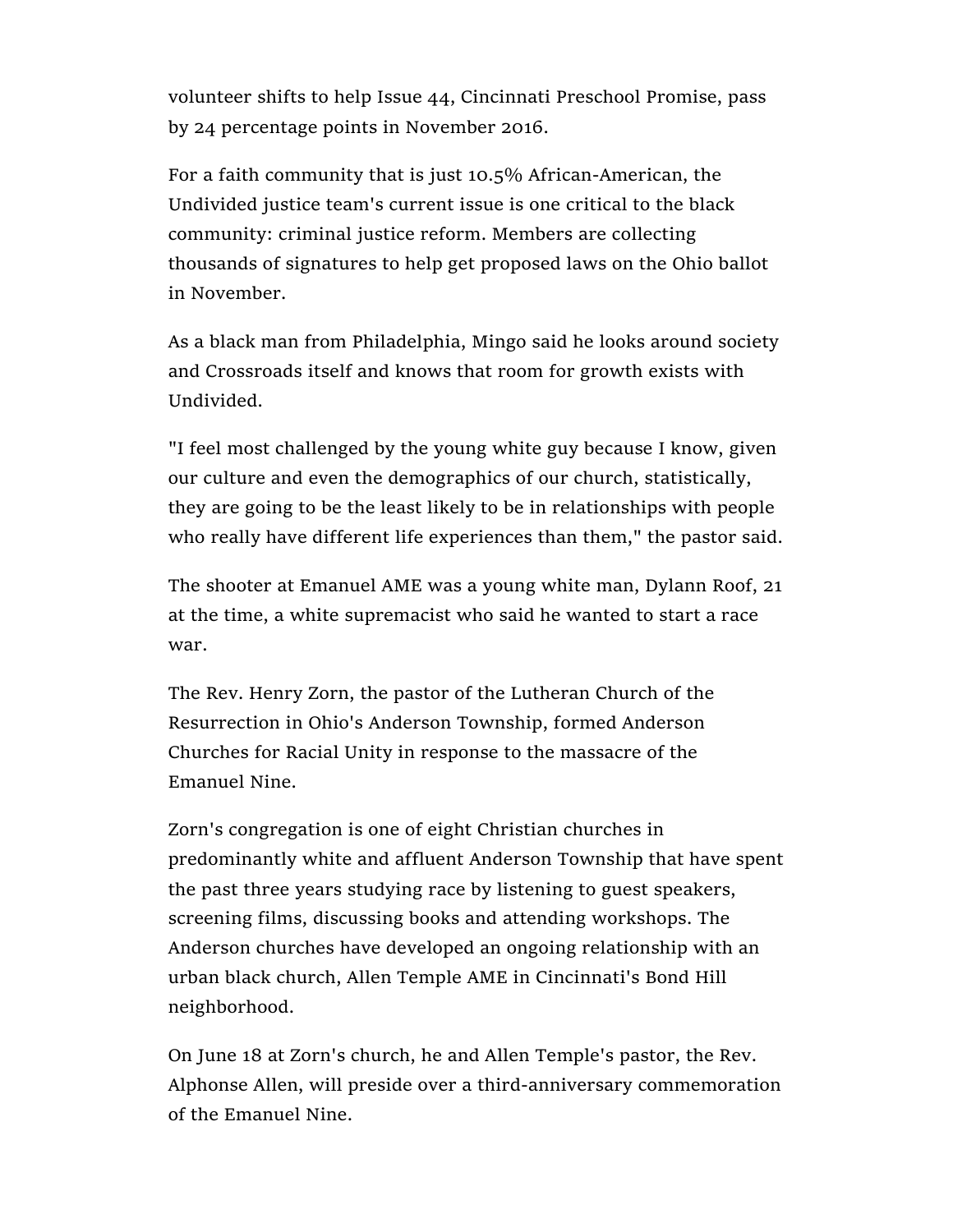volunteer shifts to help Issue 44, Cincinnati Preschool Promise, pass by 24 percentage points in November 2016.

For a faith community that is just 10.5% African-American, the Undivided justice team's current issue is one critical to the black community: criminal justice reform. Members are collecting thousands of signatures to help get proposed laws on the Ohio ballot in November.

As a black man from Philadelphia, Mingo said he looks around society and Crossroads itself and knows that room for growth exists with Undivided.

"I feel most challenged by the young white guy because I know, given our culture and even the demographics of our church, statistically, they are going to be the least likely to be in relationships with people who really have different life experiences than them," the pastor said.

The shooter at Emanuel AME was a young white man, Dylann Roof, 21 at the time, a white supremacist who said he wanted to start a race war.

The Rev. Henry Zorn, the pastor of the Lutheran Church of the Resurrection in Ohio's Anderson Township, formed Anderson Churches for Racial Unity in response to the massacre of the Emanuel Nine.

Zorn's congregation is one of eight Christian churches in predominantly white and affluent Anderson Township that have spent the past three years studying race by listening to guest speakers, screening films, discussing books and attending workshops. The Anderson churches have developed an ongoing relationship with an urban black church, Allen Temple AME in Cincinnati's Bond Hill neighborhood.

On June 18 at Zorn's church, he and Allen Temple's pastor, the Rev. Alphonse Allen, will preside over a third-anniversary commemoration of the Emanuel Nine.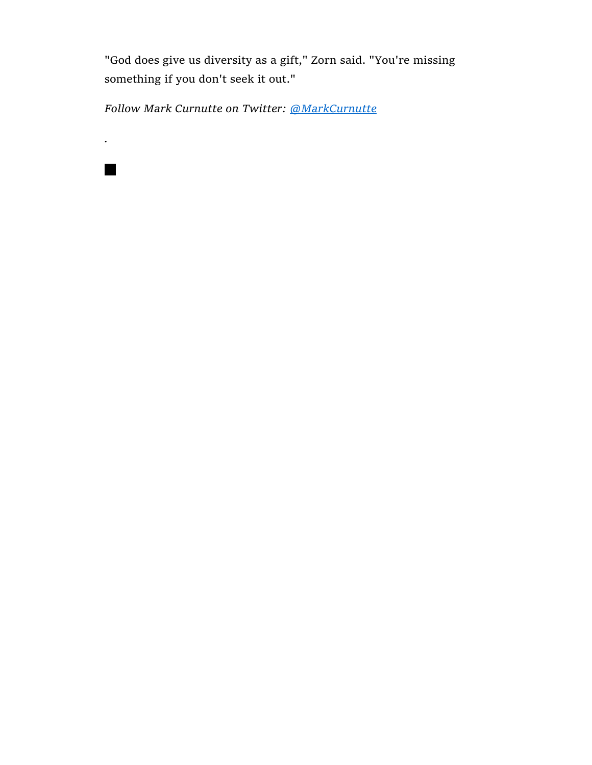"God does give us diversity as a gift," Zorn said. "You're missing something if you don't seek it out."

*Follow Mark Curnutte on Twitter: [@MarkCurnutte]*

.

■